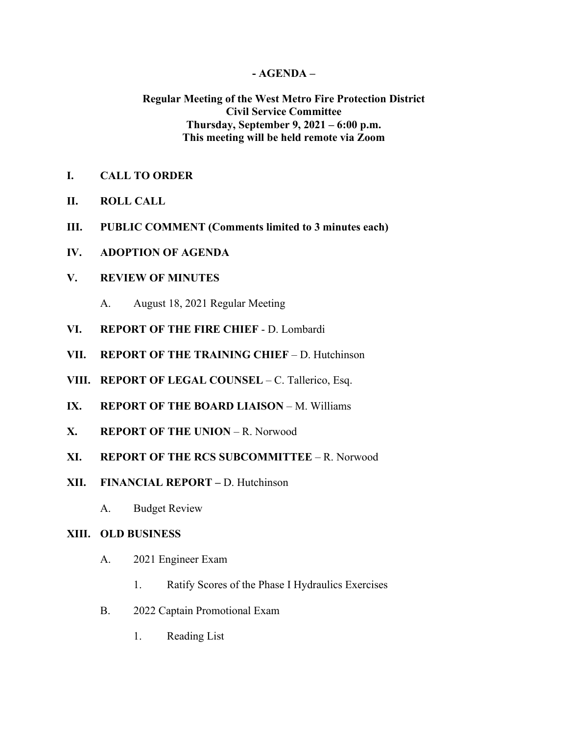# - AGENDA –

**Regular Meeting of the West Metro Fire Protection District**
**Civil Service Committee**
**Thursday, September 9, 2021 – 6:00 p.m.**
**This meeting will be held remote via Zoom**

**I. CALL TO ORDER**

**II. ROLL CALL**

**III. PUBLIC COMMENT (Comments limited to 3 minutes each)**

**IV. ADOPTION OF AGENDA**

**V. REVIEW OF MINUTES**

A. August 18, 2021 Regular Meeting

**VI. REPORT OF THE FIRE CHIEF** - D. Lombardi

**VII. REPORT OF THE TRAINING CHIEF** – D. Hutchinson

**VIII. REPORT OF LEGAL COUNSEL** – C. Tallerico, Esq.

**IX. REPORT OF THE BOARD LIAISON** – M. Williams

**X. REPORT OF THE UNION** – R. Norwood

**XI. REPORT OF THE RCS SUBCOMMITTEE** – R. Norwood

**XII. FINANCIAL REPORT –** D. Hutchinson

A. Budget Review

**XIII. OLD BUSINESS**

A. 2021 Engineer Exam

1. Ratify Scores of the Phase I Hydraulics Exercises

B. 2022 Captain Promotional Exam

1. Reading List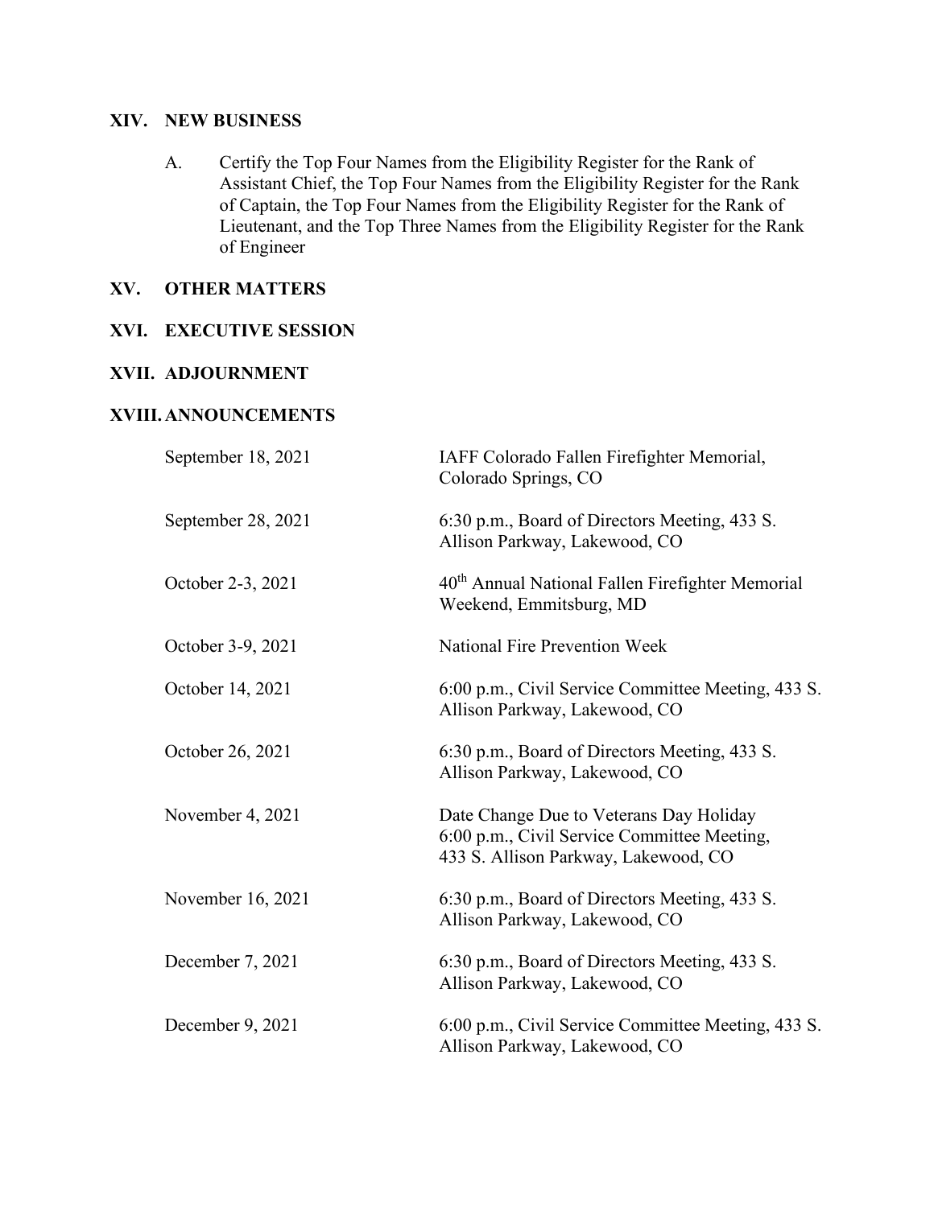## XIV. NEW BUSINESS

A. Certify the Top Four Names from the Eligibility Register for the Rank of Assistant Chief, the Top Four Names from the Eligibility Register for the Rank of Captain, the Top Four Names from the Eligibility Register for the Rank of Lieutenant, and the Top Three Names from the Eligibility Register for the Rank of Engineer

## XV. OTHER MATTERS

## XVI. EXECUTIVE SESSION

## XVII. ADJOURNMENT

## XVIII. ANNOUNCEMENTS

| | |
|---|---|
| September 18, 2021 | IAFF Colorado Fallen Firefighter Memorial, Colorado Springs, CO |
| September 28, 2021 | 6:30 p.m., Board of Directors Meeting, 433 S. Allison Parkway, Lakewood, CO |
| October 2-3, 2021 | 40th Annual National Fallen Firefighter Memorial Weekend, Emmitsburg, MD |
| October 3-9, 2021 | National Fire Prevention Week |
| October 14, 2021 | 6:00 p.m., Civil Service Committee Meeting, 433 S. Allison Parkway, Lakewood, CO |
| October 26, 2021 | 6:30 p.m., Board of Directors Meeting, 433 S. Allison Parkway, Lakewood, CO |
| November 4, 2021 | Date Change Due to Veterans Day Holiday 6:00 p.m., Civil Service Committee Meeting, 433 S. Allison Parkway, Lakewood, CO |
| November 16, 2021 | 6:30 p.m., Board of Directors Meeting, 433 S. Allison Parkway, Lakewood, CO |
| December 7, 2021 | 6:30 p.m., Board of Directors Meeting, 433 S. Allison Parkway, Lakewood, CO |
| December 9, 2021 | 6:00 p.m., Civil Service Committee Meeting, 433 S. Allison Parkway, Lakewood, CO |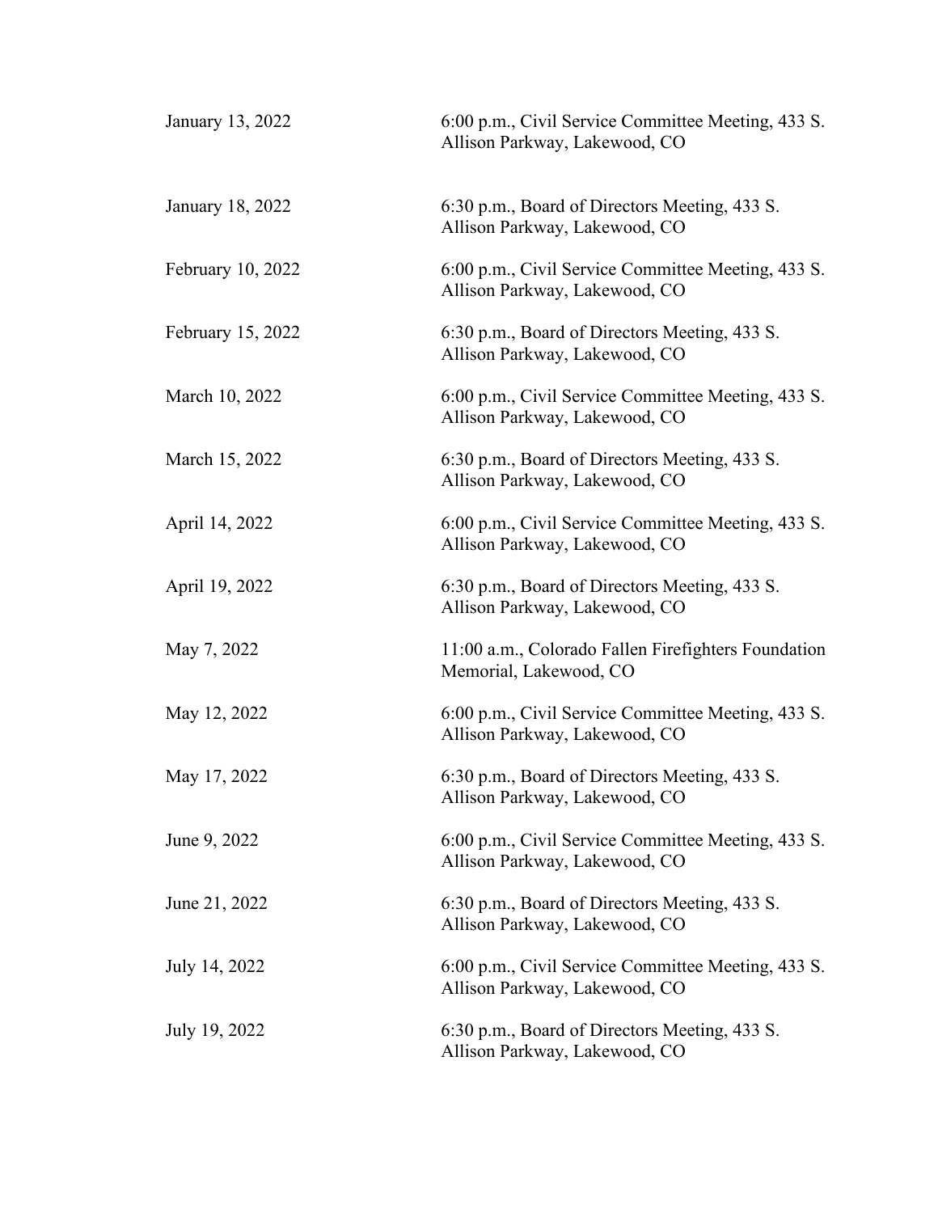| | |
|---|---|
| January 13, 2022 | 6:00 p.m., Civil Service Committee Meeting, 433 S. Allison Parkway, Lakewood, CO |
| January 18, 2022 | 6:30 p.m., Board of Directors Meeting, 433 S. Allison Parkway, Lakewood, CO |
| February 10, 2022 | 6:00 p.m., Civil Service Committee Meeting, 433 S. Allison Parkway, Lakewood, CO |
| February 15, 2022 | 6:30 p.m., Board of Directors Meeting, 433 S. Allison Parkway, Lakewood, CO |
| March 10, 2022 | 6:00 p.m., Civil Service Committee Meeting, 433 S. Allison Parkway, Lakewood, CO |
| March 15, 2022 | 6:30 p.m., Board of Directors Meeting, 433 S. Allison Parkway, Lakewood, CO |
| April 14, 2022 | 6:00 p.m., Civil Service Committee Meeting, 433 S. Allison Parkway, Lakewood, CO |
| April 19, 2022 | 6:30 p.m., Board of Directors Meeting, 433 S. Allison Parkway, Lakewood, CO |
| May 7, 2022 | 11:00 a.m., Colorado Fallen Firefighters Foundation Memorial, Lakewood, CO |
| May 12, 2022 | 6:00 p.m., Civil Service Committee Meeting, 433 S. Allison Parkway, Lakewood, CO |
| May 17, 2022 | 6:30 p.m., Board of Directors Meeting, 433 S. Allison Parkway, Lakewood, CO |
| June 9, 2022 | 6:00 p.m., Civil Service Committee Meeting, 433 S. Allison Parkway, Lakewood, CO |
| June 21, 2022 | 6:30 p.m., Board of Directors Meeting, 433 S. Allison Parkway, Lakewood, CO |
| July 14, 2022 | 6:00 p.m., Civil Service Committee Meeting, 433 S. Allison Parkway, Lakewood, CO |
| July 19, 2022 | 6:30 p.m., Board of Directors Meeting, 433 S. Allison Parkway, Lakewood, CO |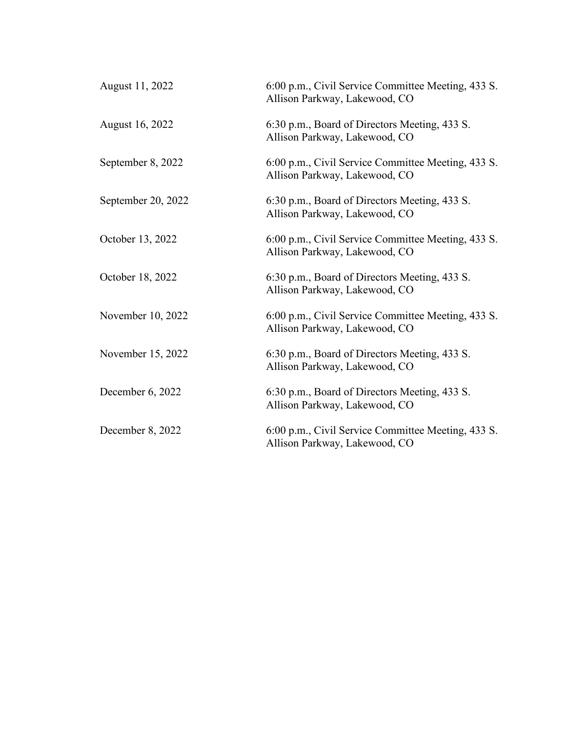| | |
|---|---|
| August 11, 2022 | 6:00 p.m., Civil Service Committee Meeting, 433 S. Allison Parkway, Lakewood, CO |
| August 16, 2022 | 6:30 p.m., Board of Directors Meeting, 433 S. Allison Parkway, Lakewood, CO |
| September 8, 2022 | 6:00 p.m., Civil Service Committee Meeting, 433 S. Allison Parkway, Lakewood, CO |
| September 20, 2022 | 6:30 p.m., Board of Directors Meeting, 433 S. Allison Parkway, Lakewood, CO |
| October 13, 2022 | 6:00 p.m., Civil Service Committee Meeting, 433 S. Allison Parkway, Lakewood, CO |
| October 18, 2022 | 6:30 p.m., Board of Directors Meeting, 433 S. Allison Parkway, Lakewood, CO |
| November 10, 2022 | 6:00 p.m., Civil Service Committee Meeting, 433 S. Allison Parkway, Lakewood, CO |
| November 15, 2022 | 6:30 p.m., Board of Directors Meeting, 433 S. Allison Parkway, Lakewood, CO |
| December 6, 2022 | 6:30 p.m., Board of Directors Meeting, 433 S. Allison Parkway, Lakewood, CO |
| December 8, 2022 | 6:00 p.m., Civil Service Committee Meeting, 433 S. Allison Parkway, Lakewood, CO |